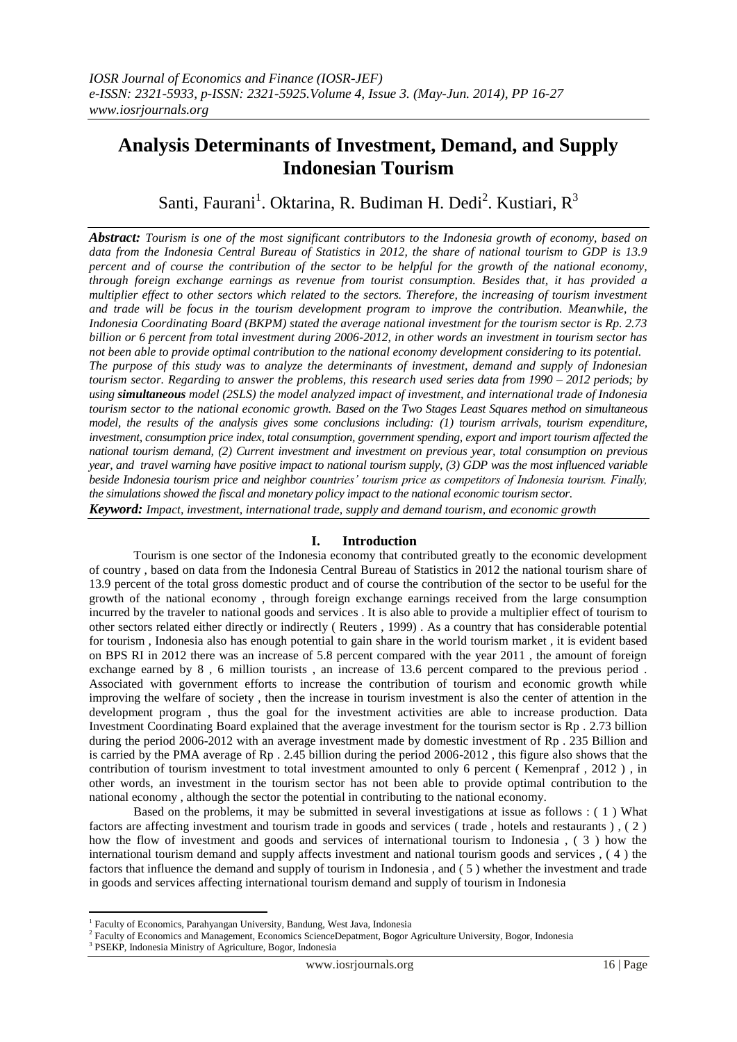# Analysis Determinants of Investment, Demand, and Supply Indonesian Tourism

Santi, Faurani[1]. Oktarina, R. Budiman H. Dedi[2]. Kustiari, R[3]

***Abstract:*** *Tourism is one of the most significant contributors to the Indonesia growth of economy, based on data from the Indonesia Central Bureau of Statistics in 2012, the share of national tourism to GDP is 13.9 percent and of course the contribution of the sector to be helpful for the growth of the national economy, through foreign exchange earnings as revenue from tourist consumption. Besides that, it has provided a multiplier effect to other sectors which related to the sectors. Therefore, the increasing of tourism investment and trade will be focus in the tourism development program to improve the contribution. Meanwhile, the Indonesia Coordinating Board (BKPM) stated the average national investment for the tourism sector is Rp. 2.73 billion or 6 percent from total investment during 2006-2012, in other words an investment in tourism sector has not been able to provide optimal contribution to the national economy development considering to its potential.*

*The purpose of this study was to analyze the determinants of investment, demand and supply of Indonesian tourism sector. Regarding to answer the problems, this research used series data from 1990 – 2012 periods; by using* ***simultaneous*** *model (2SLS) the model analyzed impact of investment, and international trade of Indonesia tourism sector to the national economic growth. Based on the Two Stages Least Squares method on simultaneous model, the results of the analysis gives some conclusions including: (1) tourism arrivals, tourism expenditure, investment, consumption price index, total consumption, government spending, export and import tourism affected the national tourism demand, (2) Current investment and investment on previous year, total consumption on previous year, and travel warning have positive impact to national tourism supply, (3) GDP was the most influenced variable beside Indonesia tourism price and neighbor countries' tourism price as competitors of Indonesia tourism. Finally, the simulations showed the fiscal and monetary policy impact to the national economic tourism sector.*

***Keyword:*** *Impact, investment, international trade, supply and demand tourism, and economic growth*

## I. Introduction

Tourism is one sector of the Indonesia economy that contributed greatly to the economic development of country , based on data from the Indonesia Central Bureau of Statistics in 2012 the national tourism share of 13.9 percent of the total gross domestic product and of course the contribution of the sector to be useful for the growth of the national economy , through foreign exchange earnings received from the large consumption incurred by the traveler to national goods and services . It is also able to provide a multiplier effect of tourism to other sectors related either directly or indirectly ( Reuters , 1999) . As a country that has considerable potential for tourism , Indonesia also has enough potential to gain share in the world tourism market , it is evident based on BPS RI in 2012 there was an increase of 5.8 percent compared with the year 2011 , the amount of foreign exchange earned by 8 , 6 million tourists , an increase of 13.6 percent compared to the previous period . Associated with government efforts to increase the contribution of tourism and economic growth while improving the welfare of society , then the increase in tourism investment is also the center of attention in the development program , thus the goal for the investment activities are able to increase production. Data Investment Coordinating Board explained that the average investment for the tourism sector is Rp . 2.73 billion during the period 2006-2012 with an average investment made by domestic investment of Rp . 235 Billion and is carried by the PMA average of Rp . 2.45 billion during the period 2006-2012 , this figure also shows that the contribution of tourism investment to total investment amounted to only 6 percent ( Kemenpraf , 2012 ) , in other words, an investment in the tourism sector has not been able to provide optimal contribution to the national economy , although the sector the potential in contributing to the national economy.

Based on the problems, it may be submitted in several investigations at issue as follows : ( 1 ) What factors are affecting investment and tourism trade in goods and services ( trade , hotels and restaurants ) , ( 2 ) how the flow of investment and goods and services of international tourism to Indonesia , ( 3 ) how the international tourism demand and supply affects investment and national tourism goods and services , ( 4 ) the factors that influence the demand and supply of tourism in Indonesia , and ( 5 ) whether the investment and trade in goods and services affecting international tourism demand and supply of tourism in Indonesia

[1] Faculty of Economics, Parahyangan University, Bandung, West Java, Indonesia

[2] Faculty of Economics and Management, Economics ScienceDepatment, Bogor Agriculture University, Bogor, Indonesia

[3] PSEKP, Indonesia Ministry of Agriculture, Bogor, Indonesia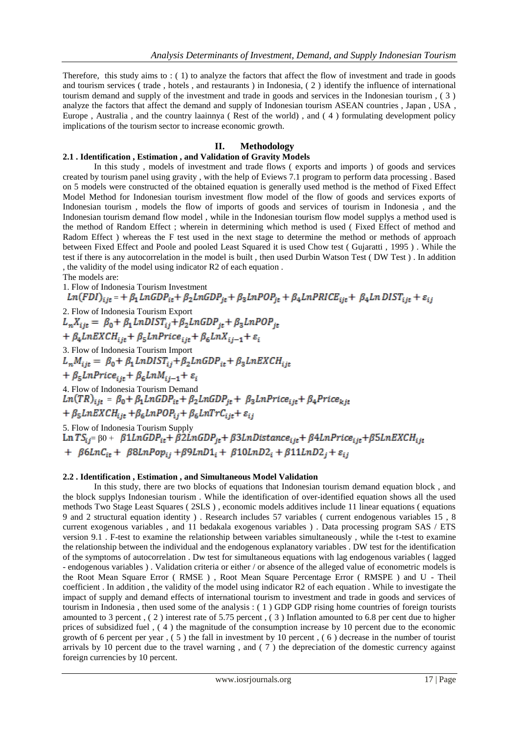Therefore, this study aims to : ( 1) to analyze the factors that affect the flow of investment and trade in goods and tourism services ( trade , hotels , and restaurants ) in Indonesia, ( 2 ) identify the influence of international tourism demand and supply of the investment and trade in goods and services in the Indonesian tourism , ( 3 ) analyze the factors that affect the demand and supply of Indonesian tourism ASEAN countries , Japan , USA , Europe , Australia , and the country laainnya ( Rest of the world) , and ( 4 ) formulating development policy implications of the tourism sector to increase economic growth.

## II. Methodology

### 2.1 . Identification , Estimation , and Validation of Gravity Models

In this study , models of investment and trade flows ( exports and imports ) of goods and services created by tourism panel using gravity , with the help of Eviews 7.1 program to perform data processing . Based on 5 models were constructed of the obtained equation is generally used method is the method of Fixed Effect Model Method for Indonesian tourism investment flow model of the flow of goods and services exports of Indonesian tourism , models the flow of imports of goods and services of tourism in Indonesia , and the Indonesian tourism demand flow model , while in the Indonesian tourism flow model supplys a method used is the method of Random Effect ; wherein in determining which method is used ( Fixed Effect of method and Radom Effect ) whereas the F test used in the next stage to determine the method or methods of approach between Fixed Effect and Poole and pooled Least Squared it is used Chow test ( Gujaratti , 1995 ) . While the test if there is any autocorrelation in the model is built , then used Durbin Watson Test ( DW Test ) . In addition , the validity of the model using indicator R2 of each equation .

The models are:

1. Flow of Indonesia Tourism Investment

$$Ln(FDI)_{ijt} = + \beta_1 LnGDP_{it} + \beta_2 LnGDP_{jt} + \beta_3 LnPOP_{jt} + \beta_4 LnPRICE_{ijt} + \beta_4 Ln\, DIST_{ijt} + \varepsilon_{ij}$$

2. Flow of Indonesia Tourism Export

$$L_nX_{ijt} = \beta_0 + \beta_1 LnDIST_{ij} + \beta_2 LnGDP_{jt} + \beta_3 LnPOP_{jt} + \beta_4 LnEXCH_{ijt} + \beta_5 LnPrice_{ijt} + \beta_6 LnX_{ij-1} + \varepsilon_i$$

3. Flow of Indonesia Tourism Import

$$L_nM_{ijt} = \beta_0 + \beta_1 LnDIST_{ij} + \beta_2 LnGDP_{it} + \beta_3 LnEXCH_{ijt} + \beta_5 LnPrice_{ijt} + \beta_6 LnM_{ij-1} + \varepsilon_i$$

4. Flow of Indonesia Tourism Demand

$$Ln(TR)_{ijt} = \beta_0 + \beta_1 LnGDP_{it} + \beta_2 LnGDP_{jt} + \beta_3 LnPrice_{ijt} + \beta_4 Price_{kjt} + \beta_5 LnEXCH_{ijt} + \beta_6 LnPOP_{ij} + \beta_6 LnTrC_{ijt} + \varepsilon_{ij}$$

5. Flow of Indonesia Tourism Supply

$$Ln\, TS_{ij} = \beta 0 + \beta 1 LnGDP_{it} + \beta 2 LnGDP_{jt} + \beta 3 LnDistance_{ijt} + \beta 4 LnPrice_{ijt} + \beta 5 LnEXCH_{ijt} + \beta 6 LnC_{it} + \beta 8 LnPop_{ij} + \beta 9 LnD1_i + \beta 10 LnD2_i + \beta 11 LnD2_j + \varepsilon_{ij}$$

### 2.2 . Identification , Estimation , and Simultaneous Model Validation

In this study, there are two blocks of equations that Indonesian tourism demand equation block , and the block supplys Indonesian tourism . While the identification of over-identified equation shows all the used methods Two Stage Least Squares ( 2SLS ) , economic models additives include 11 linear equations ( equations 9 and 2 structural equation identity ) . Research includes 57 variables ( current endogenous variables 15 , 8 current exogenous variables , and 11 bedakala exogenous variables ) . Data processing program SAS / ETS version 9.1 . F-test to examine the relationship between variables simultaneously , while the t-test to examine the relationship between the individual and the endogenous explanatory variables . DW test for the identification of the symptoms of autocorrelation . Dw test for simultaneous equations with lag endogenous variables ( lagged - endogenous variables ) . Validation criteria or either / or absence of the alleged value of econometric models is the Root Mean Square Error ( RMSE ) , Root Mean Square Percentage Error ( RMSPE ) and U - Theil coefficient . In addition , the validity of the model using indicator R2 of each equation . While to investigate the impact of supply and demand effects of international tourism to investment and trade in goods and services of tourism in Indonesia , then used some of the analysis : ( 1 ) GDP GDP rising home countries of foreign tourists amounted to 3 percent , ( 2 ) interest rate of 5.75 percent , ( 3 ) Inflation amounted to 6.8 per cent due to higher prices of subsidized fuel , ( 4 ) the magnitude of the consumption increase by 10 percent due to the economic growth of 6 percent per year , ( 5 ) the fall in investment by 10 percent , ( 6 ) decrease in the number of tourist arrivals by 10 percent due to the travel warning , and ( 7 ) the depreciation of the domestic currency against foreign currencies by 10 percent.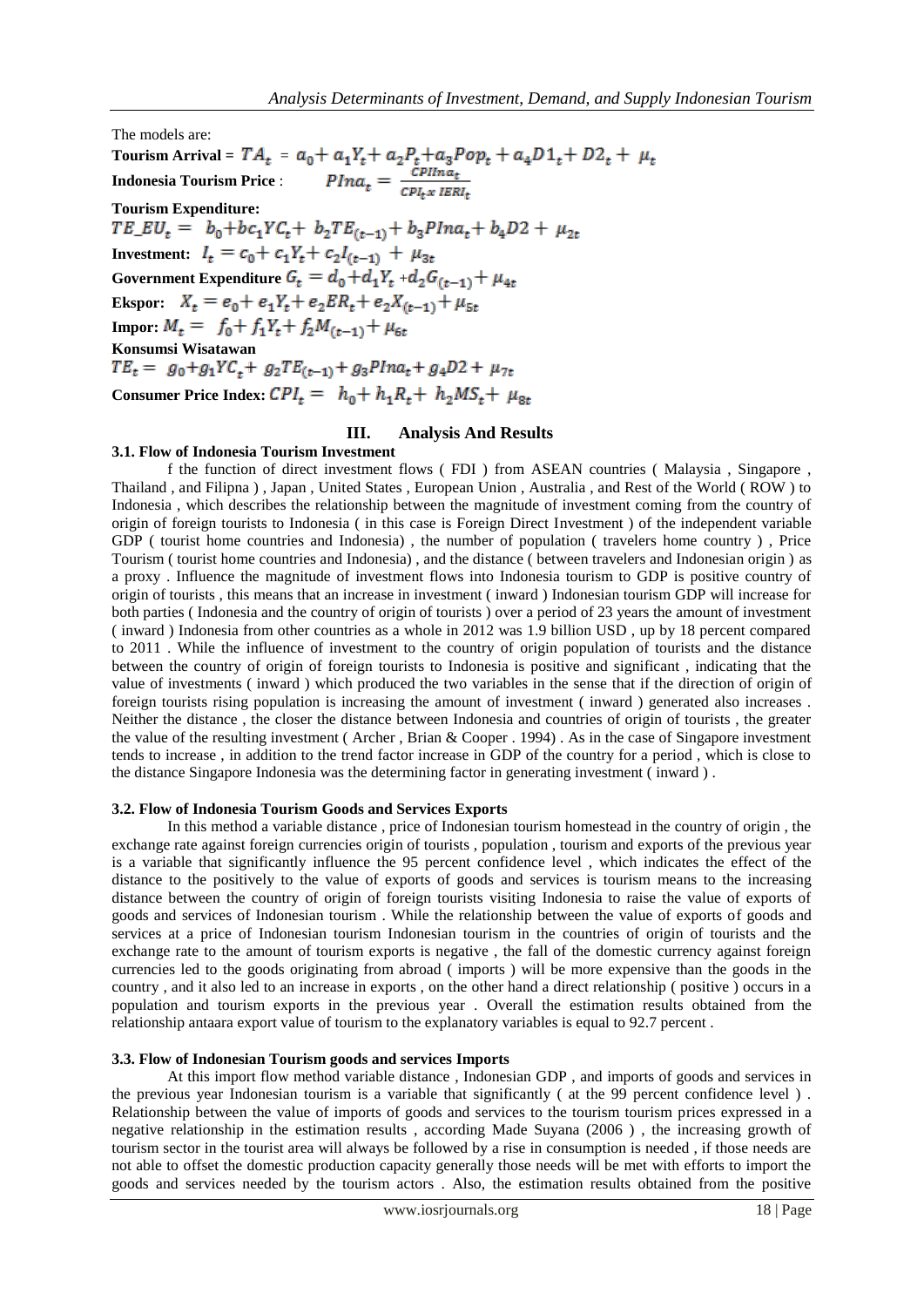The models are:

**Tourism Arrival** = $TA_t = a_0 + a_1 Y_t + a_2 P_t + a_3 Pop_t + a_4 D1_t + D2_t + \mu_t$

**Indonesia Tourism Price** : $PIna_t = \frac{CPIIna_t}{CPI_t x\ IERI_t}$

**Tourism Expenditure:**

$$TE\_EU_t = b_0 + bc_1 YC_t + b_2 TE_{(t-1)} + b_3 PIna_t + b_4 D2 + \mu_{2t}$$

**Investment:** $I_t = c_0 + c_1 Y_t + c_2 I_{(t-1)} + \mu_{3t}$

**Government Expenditure** $G_t = d_0 + d_1 Y_t + d_2 G_{(t-1)} + \mu_{4t}$

**Ekspor:** $X_t = e_0 + e_1 Y_t + e_2 ER_t + e_2 X_{(t-1)} + \mu_{5t}$

**Impor:** $M_t = f_0 + f_1 Y_t + f_2 M_{(t-1)} + \mu_{6t}$

**Konsumsi Wisatawan**

$$TE_t = g_0 + g_1 YC_t + g_2 TE_{(t-1)} + g_3 PIna_t + g_4 D2 + \mu_{7t}$$

**Consumer Price Index:** $CPI_t = h_0 + h_1 R_t + h_2 MS_t + \mu_{8t}$

## III. Analysis And Results

### 3.1. Flow of Indonesia Tourism Investment

f the function of direct investment flows ( FDI ) from ASEAN countries ( Malaysia , Singapore , Thailand , and Filipna ) , Japan , United States , European Union , Australia , and Rest of the World ( ROW ) to Indonesia , which describes the relationship between the magnitude of investment coming from the country of origin of foreign tourists to Indonesia ( in this case is Foreign Direct Investment ) of the independent variable GDP ( tourist home countries and Indonesia) , the number of population ( travelers home country ) , Price Tourism ( tourist home countries and Indonesia) , and the distance ( between travelers and Indonesian origin ) as a proxy . Influence the magnitude of investment flows into Indonesia tourism to GDP is positive country of origin of tourists , this means that an increase in investment ( inward ) Indonesian tourism GDP will increase for both parties ( Indonesia and the country of origin of tourists ) over a period of 23 years the amount of investment ( inward ) Indonesia from other countries as a whole in 2012 was 1.9 billion USD , up by 18 percent compared to 2011 . While the influence of investment to the country of origin population of tourists and the distance between the country of origin of foreign tourists to Indonesia is positive and significant , indicating that the value of investments ( inward ) which produced the two variables in the sense that if the direction of origin of foreign tourists rising population is increasing the amount of investment ( inward ) generated also increases . Neither the distance , the closer the distance between Indonesia and countries of origin of tourists , the greater the value of the resulting investment ( Archer , Brian & Cooper . 1994) . As in the case of Singapore investment tends to increase , in addition to the trend factor increase in GDP of the country for a period , which is close to the distance Singapore Indonesia was the determining factor in generating investment ( inward ) .

### 3.2. Flow of Indonesia Tourism Goods and Services Exports

In this method a variable distance , price of Indonesian tourism homestead in the country of origin , the exchange rate against foreign currencies origin of tourists , population , tourism and exports of the previous year is a variable that significantly influence the 95 percent confidence level , which indicates the effect of the distance to the positively to the value of exports of goods and services is tourism means to the increasing distance between the country of origin of foreign tourists visiting Indonesia to raise the value of exports of goods and services of Indonesian tourism . While the relationship between the value of exports of goods and services at a price of Indonesian tourism Indonesian tourism in the countries of origin of tourists and the exchange rate to the amount of tourism exports is negative , the fall of the domestic currency against foreign currencies led to the goods originating from abroad ( imports ) will be more expensive than the goods in the country , and it also led to an increase in exports , on the other hand a direct relationship ( positive ) occurs in a population and tourism exports in the previous year . Overall the estimation results obtained from the relationship antaara export value of tourism to the explanatory variables is equal to 92.7 percent .

### 3.3. Flow of Indonesian Tourism goods and services Imports

At this import flow method variable distance , Indonesian GDP , and imports of goods and services in the previous year Indonesian tourism is a variable that significantly ( at the 99 percent confidence level ) . Relationship between the value of imports of goods and services to the tourism tourism prices expressed in a negative relationship in the estimation results , according Made Suyana (2006 ) , the increasing growth of tourism sector in the tourist area will always be followed by a rise in consumption is needed , if those needs are not able to offset the domestic production capacity generally those needs will be met with efforts to import the goods and services needed by the tourism actors . Also, the estimation results obtained from the positive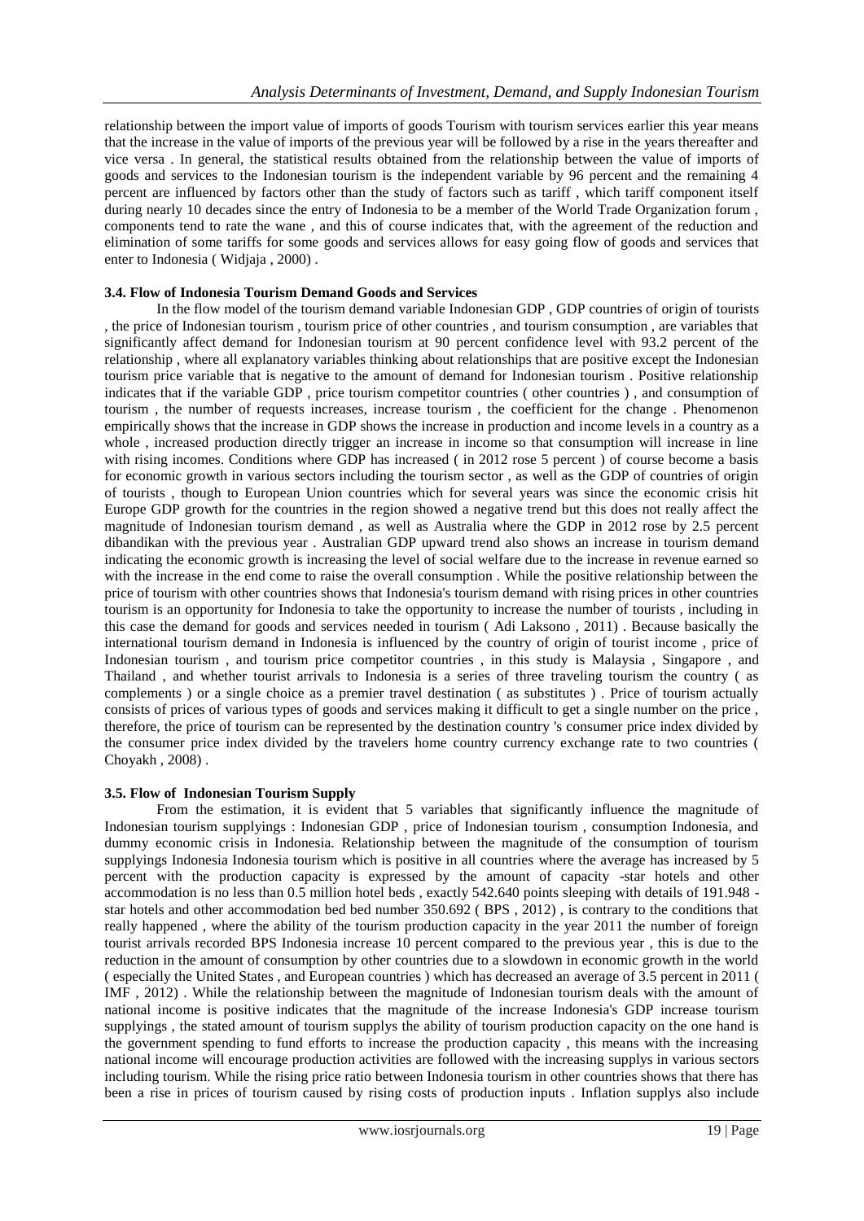relationship between the import value of imports of goods Tourism with tourism services earlier this year means that the increase in the value of imports of the previous year will be followed by a rise in the years thereafter and vice versa . In general, the statistical results obtained from the relationship between the value of imports of goods and services to the Indonesian tourism is the independent variable by 96 percent and the remaining 4 percent are influenced by factors other than the study of factors such as tariff , which tariff component itself during nearly 10 decades since the entry of Indonesia to be a member of the World Trade Organization forum , components tend to rate the wane , and this of course indicates that, with the agreement of the reduction and elimination of some tariffs for some goods and services allows for easy going flow of goods and services that enter to Indonesia ( Widjaja , 2000) .

### 3.4. Flow of Indonesia Tourism Demand Goods and Services

In the flow model of the tourism demand variable Indonesian GDP , GDP countries of origin of tourists , the price of Indonesian tourism , tourism price of other countries , and tourism consumption , are variables that significantly affect demand for Indonesian tourism at 90 percent confidence level with 93.2 percent of the relationship , where all explanatory variables thinking about relationships that are positive except the Indonesian tourism price variable that is negative to the amount of demand for Indonesian tourism . Positive relationship indicates that if the variable GDP , price tourism competitor countries ( other countries ) , and consumption of tourism , the number of requests increases, increase tourism , the coefficient for the change . Phenomenon empirically shows that the increase in GDP shows the increase in production and income levels in a country as a whole , increased production directly trigger an increase in income so that consumption will increase in line with rising incomes. Conditions where GDP has increased ( in 2012 rose 5 percent ) of course become a basis for economic growth in various sectors including the tourism sector , as well as the GDP of countries of origin of tourists , though to European Union countries which for several years was since the economic crisis hit Europe GDP growth for the countries in the region showed a negative trend but this does not really affect the magnitude of Indonesian tourism demand , as well as Australia where the GDP in 2012 rose by 2.5 percent dibandikan with the previous year . Australian GDP upward trend also shows an increase in tourism demand indicating the economic growth is increasing the level of social welfare due to the increase in revenue earned so with the increase in the end come to raise the overall consumption . While the positive relationship between the price of tourism with other countries shows that Indonesia's tourism demand with rising prices in other countries tourism is an opportunity for Indonesia to take the opportunity to increase the number of tourists , including in this case the demand for goods and services needed in tourism ( Adi Laksono , 2011) . Because basically the international tourism demand in Indonesia is influenced by the country of origin of tourist income , price of Indonesian tourism , and tourism price competitor countries , in this study is Malaysia , Singapore , and Thailand , and whether tourist arrivals to Indonesia is a series of three traveling tourism the country ( as complements ) or a single choice as a premier travel destination ( as substitutes ) . Price of tourism actually consists of prices of various types of goods and services making it difficult to get a single number on the price , therefore, the price of tourism can be represented by the destination country 's consumer price index divided by the consumer price index divided by the travelers home country currency exchange rate to two countries ( Choyakh , 2008) .

### 3.5. Flow of Indonesian Tourism Supply

From the estimation, it is evident that 5 variables that significantly influence the magnitude of Indonesian tourism supplyings : Indonesian GDP , price of Indonesian tourism , consumption Indonesia, and dummy economic crisis in Indonesia. Relationship between the magnitude of the consumption of tourism supplyings Indonesia Indonesia tourism which is positive in all countries where the average has increased by 5 percent with the production capacity is expressed by the amount of capacity -star hotels and other accommodation is no less than 0.5 million hotel beds , exactly 542.640 points sleeping with details of 191.948 - star hotels and other accommodation bed bed number 350.692 ( BPS , 2012) , is contrary to the conditions that really happened , where the ability of the tourism production capacity in the year 2011 the number of foreign tourist arrivals recorded BPS Indonesia increase 10 percent compared to the previous year , this is due to the reduction in the amount of consumption by other countries due to a slowdown in economic growth in the world ( especially the United States , and European countries ) which has decreased an average of 3.5 percent in 2011 ( IMF , 2012) . While the relationship between the magnitude of Indonesian tourism deals with the amount of national income is positive indicates that the magnitude of the increase Indonesia's GDP increase tourism supplyings , the stated amount of tourism supplys the ability of tourism production capacity on the one hand is the government spending to fund efforts to increase the production capacity , this means with the increasing national income will encourage production activities are followed with the increasing supplys in various sectors including tourism. While the rising price ratio between Indonesia tourism in other countries shows that there has been a rise in prices of tourism caused by rising costs of production inputs . Inflation supplys also include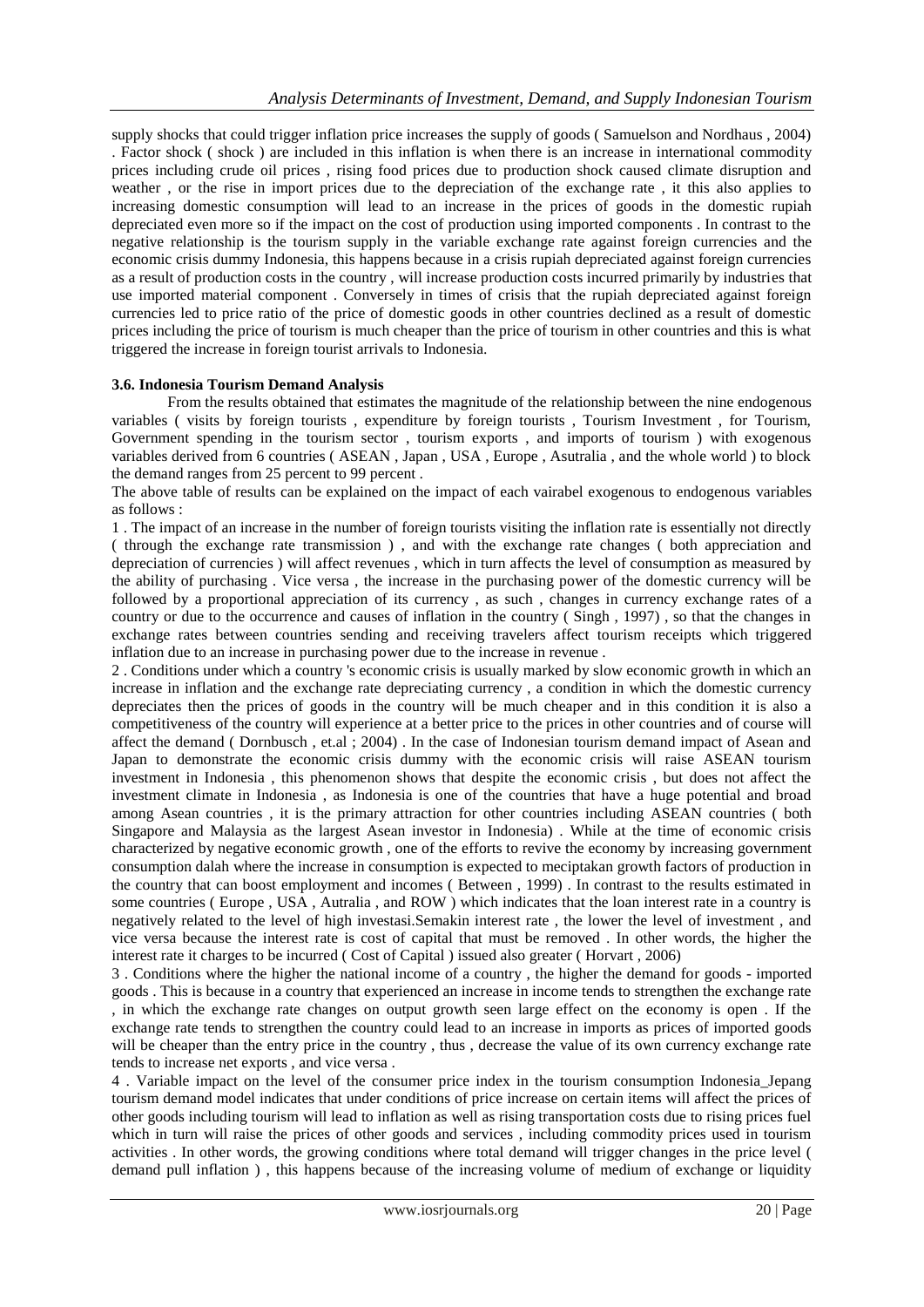supply shocks that could trigger inflation price increases the supply of goods ( Samuelson and Nordhaus , 2004) . Factor shock ( shock ) are included in this inflation is when there is an increase in international commodity prices including crude oil prices , rising food prices due to production shock caused climate disruption and weather , or the rise in import prices due to the depreciation of the exchange rate , it this also applies to increasing domestic consumption will lead to an increase in the prices of goods in the domestic rupiah depreciated even more so if the impact on the cost of production using imported components . In contrast to the negative relationship is the tourism supply in the variable exchange rate against foreign currencies and the economic crisis dummy Indonesia, this happens because in a crisis rupiah depreciated against foreign currencies as a result of production costs in the country , will increase production costs incurred primarily by industries that use imported material component . Conversely in times of crisis that the rupiah depreciated against foreign currencies led to price ratio of the price of domestic goods in other countries declined as a result of domestic prices including the price of tourism is much cheaper than the price of tourism in other countries and this is what triggered the increase in foreign tourist arrivals to Indonesia.

### 3.6. Indonesia Tourism Demand Analysis

From the results obtained that estimates the magnitude of the relationship between the nine endogenous variables ( visits by foreign tourists , expenditure by foreign tourists , Tourism Investment , for Tourism, Government spending in the tourism sector , tourism exports , and imports of tourism ) with exogenous variables derived from 6 countries ( ASEAN , Japan , USA , Europe , Asutralia , and the whole world ) to block the demand ranges from 25 percent to 99 percent .

The above table of results can be explained on the impact of each vairabel exogenous to endogenous variables as follows :

1 . The impact of an increase in the number of foreign tourists visiting the inflation rate is essentially not directly ( through the exchange rate transmission ) , and with the exchange rate changes ( both appreciation and depreciation of currencies ) will affect revenues , which in turn affects the level of consumption as measured by the ability of purchasing . Vice versa , the increase in the purchasing power of the domestic currency will be followed by a proportional appreciation of its currency , as such , changes in currency exchange rates of a country or due to the occurrence and causes of inflation in the country ( Singh , 1997) , so that the changes in exchange rates between countries sending and receiving travelers affect tourism receipts which triggered inflation due to an increase in purchasing power due to the increase in revenue .

2 . Conditions under which a country 's economic crisis is usually marked by slow economic growth in which an increase in inflation and the exchange rate depreciating currency , a condition in which the domestic currency depreciates then the prices of goods in the country will be much cheaper and in this condition it is also a competitiveness of the country will experience at a better price to the prices in other countries and of course will affect the demand ( Dornbusch , et.al ; 2004) . In the case of Indonesian tourism demand impact of Asean and Japan to demonstrate the economic crisis dummy with the economic crisis will raise ASEAN tourism investment in Indonesia , this phenomenon shows that despite the economic crisis , but does not affect the investment climate in Indonesia , as Indonesia is one of the countries that have a huge potential and broad among Asean countries , it is the primary attraction for other countries including ASEAN countries ( both Singapore and Malaysia as the largest Asean investor in Indonesia) . While at the time of economic crisis characterized by negative economic growth , one of the efforts to revive the economy by increasing government consumption dalah where the increase in consumption is expected to meciptakan growth factors of production in the country that can boost employment and incomes ( Between , 1999) . In contrast to the results estimated in some countries ( Europe , USA , Autralia , and ROW ) which indicates that the loan interest rate in a country is negatively related to the level of high investasi.Semakin interest rate , the lower the level of investment , and vice versa because the interest rate is cost of capital that must be removed . In other words, the higher the interest rate it charges to be incurred ( Cost of Capital ) issued also greater ( Horvart , 2006)

3 . Conditions where the higher the national income of a country , the higher the demand for goods - imported goods . This is because in a country that experienced an increase in income tends to strengthen the exchange rate , in which the exchange rate changes on output growth seen large effect on the economy is open . If the exchange rate tends to strengthen the country could lead to an increase in imports as prices of imported goods will be cheaper than the entry price in the country , thus , decrease the value of its own currency exchange rate tends to increase net exports , and vice versa .

4 . Variable impact on the level of the consumer price index in the tourism consumption Indonesia_Jepang tourism demand model indicates that under conditions of price increase on certain items will affect the prices of other goods including tourism will lead to inflation as well as rising transportation costs due to rising prices fuel which in turn will raise the prices of other goods and services , including commodity prices used in tourism activities . In other words, the growing conditions where total demand will trigger changes in the price level ( demand pull inflation ) , this happens because of the increasing volume of medium of exchange or liquidity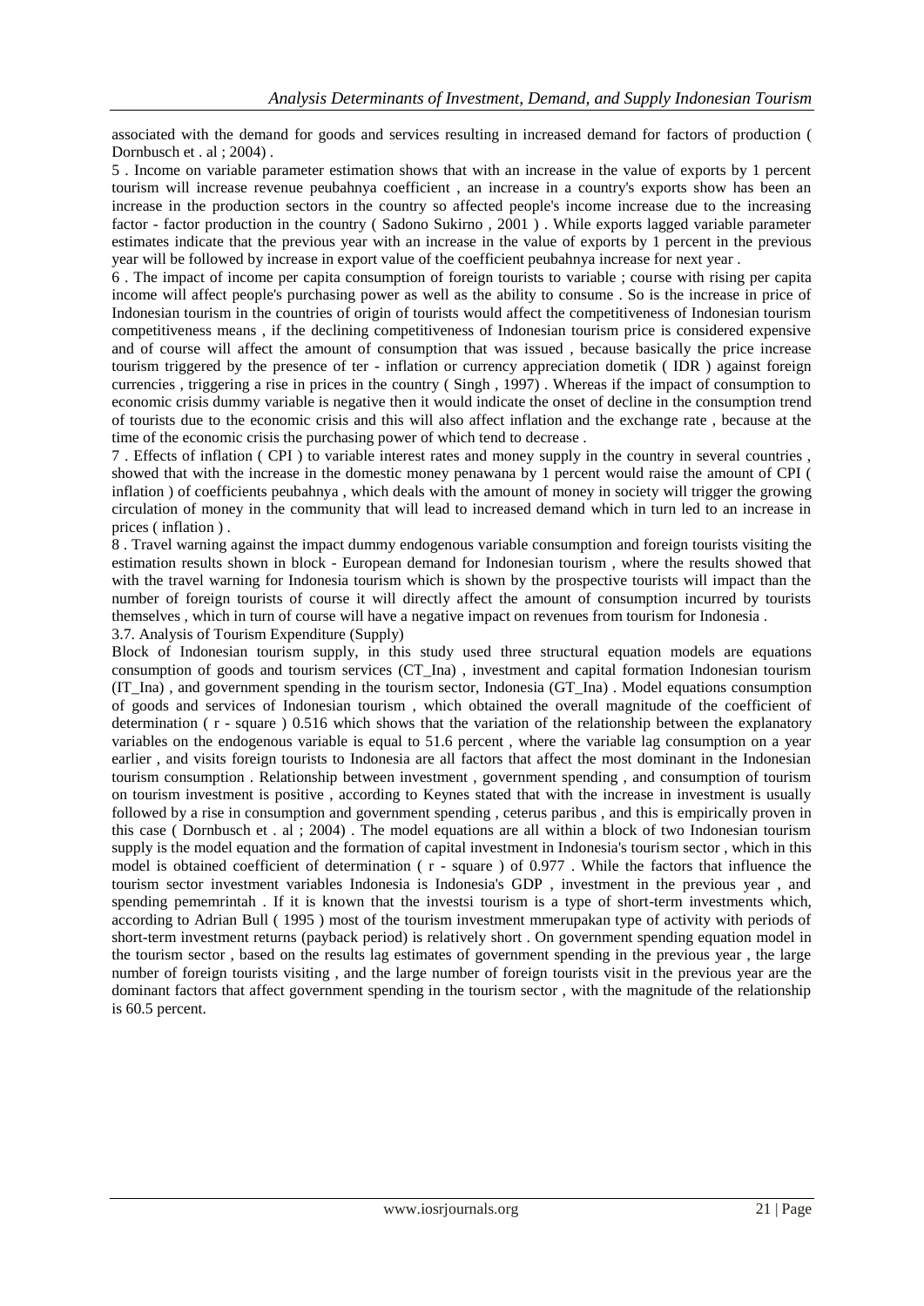associated with the demand for goods and services resulting in increased demand for factors of production ( Dornbusch et . al ; 2004) .

5 . Income on variable parameter estimation shows that with an increase in the value of exports by 1 percent tourism will increase revenue peubahnya coefficient , an increase in a country's exports show has been an increase in the production sectors in the country so affected people's income increase due to the increasing factor - factor production in the country ( Sadono Sukirno , 2001 ) . While exports lagged variable parameter estimates indicate that the previous year with an increase in the value of exports by 1 percent in the previous year will be followed by increase in export value of the coefficient peubahnya increase for next year .

6 . The impact of income per capita consumption of foreign tourists to variable ; course with rising per capita income will affect people's purchasing power as well as the ability to consume . So is the increase in price of Indonesian tourism in the countries of origin of tourists would affect the competitiveness of Indonesian tourism competitiveness means , if the declining competitiveness of Indonesian tourism price is considered expensive and of course will affect the amount of consumption that was issued , because basically the price increase tourism triggered by the presence of ter - inflation or currency appreciation dometik ( IDR ) against foreign currencies , triggering a rise in prices in the country ( Singh , 1997) . Whereas if the impact of consumption to economic crisis dummy variable is negative then it would indicate the onset of decline in the consumption trend of tourists due to the economic crisis and this will also affect inflation and the exchange rate , because at the time of the economic crisis the purchasing power of which tend to decrease .

7 . Effects of inflation ( CPI ) to variable interest rates and money supply in the country in several countries , showed that with the increase in the domestic money penawana by 1 percent would raise the amount of CPI ( inflation ) of coefficients peubahnya , which deals with the amount of money in society will trigger the growing circulation of money in the community that will lead to increased demand which in turn led to an increase in prices ( inflation ) .

8 . Travel warning against the impact dummy endogenous variable consumption and foreign tourists visiting the estimation results shown in block - European demand for Indonesian tourism , where the results showed that with the travel warning for Indonesia tourism which is shown by the prospective tourists will impact than the number of foreign tourists of course it will directly affect the amount of consumption incurred by tourists themselves , which in turn of course will have a negative impact on revenues from tourism for Indonesia .

### 3.7. Analysis of Tourism Expenditure (Supply)

Block of Indonesian tourism supply, in this study used three structural equation models are equations consumption of goods and tourism services (CT_Ina) , investment and capital formation Indonesian tourism (IT_Ina) , and government spending in the tourism sector, Indonesia (GT_Ina) . Model equations consumption of goods and services of Indonesian tourism , which obtained the overall magnitude of the coefficient of determination ( r - square ) 0.516 which shows that the variation of the relationship between the explanatory variables on the endogenous variable is equal to 51.6 percent , where the variable lag consumption on a year earlier , and visits foreign tourists to Indonesia are all factors that affect the most dominant in the Indonesian tourism consumption . Relationship between investment , government spending , and consumption of tourism on tourism investment is positive , according to Keynes stated that with the increase in investment is usually followed by a rise in consumption and government spending , ceterus paribus , and this is empirically proven in this case ( Dornbusch et . al ; 2004) . The model equations are all within a block of two Indonesian tourism supply is the model equation and the formation of capital investment in Indonesia's tourism sector , which in this model is obtained coefficient of determination ( r - square ) of 0.977 . While the factors that influence the tourism sector investment variables Indonesia is Indonesia's GDP , investment in the previous year , and spending pememrintah . If it is known that the investsi tourism is a type of short-term investments which, according to Adrian Bull ( 1995 ) most of the tourism investment mmerupakan type of activity with periods of short-term investment returns (payback period) is relatively short . On government spending equation model in the tourism sector , based on the results lag estimates of government spending in the previous year , the large number of foreign tourists visiting , and the large number of foreign tourists visit in the previous year are the dominant factors that affect government spending in the tourism sector , with the magnitude of the relationship is 60.5 percent.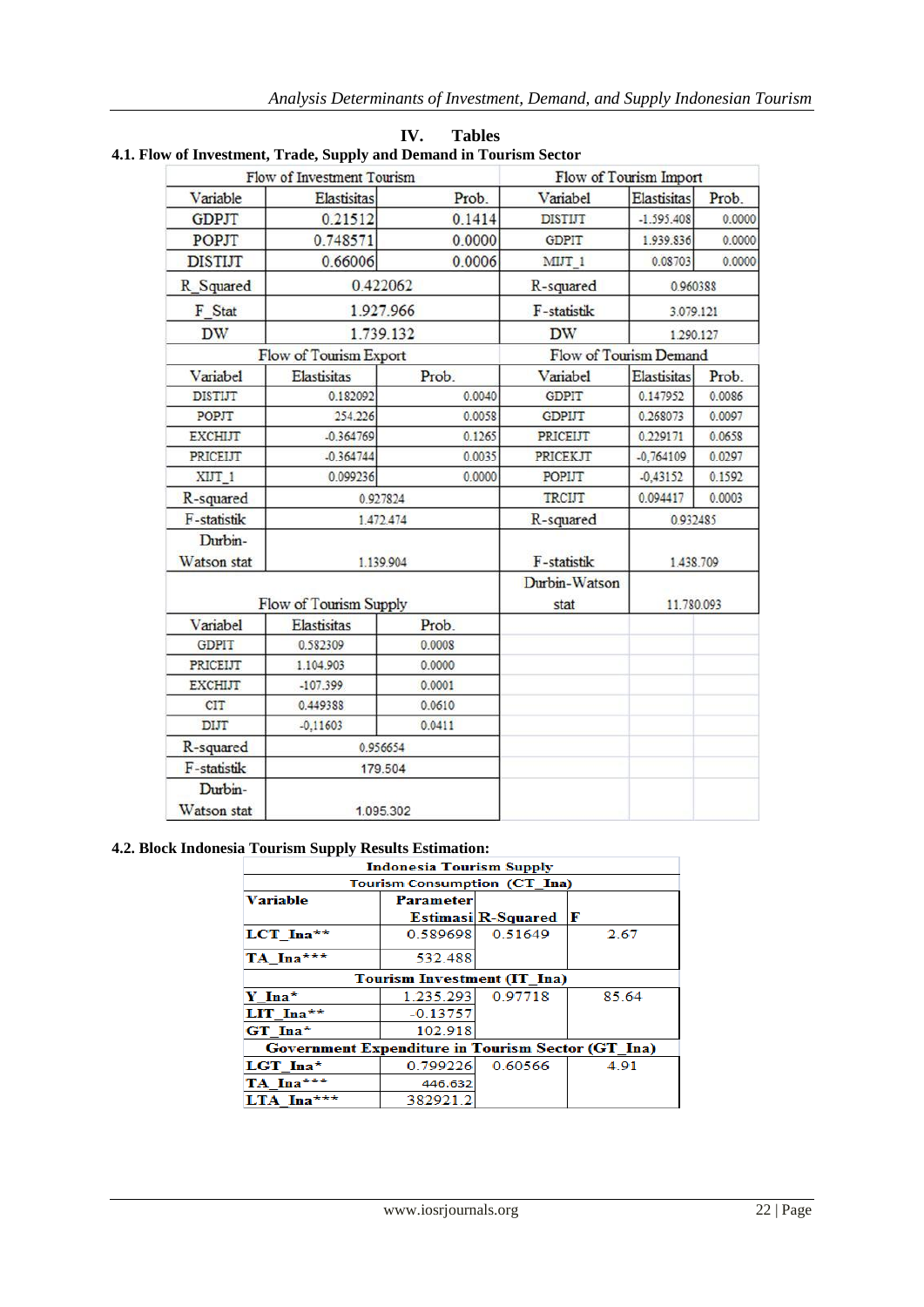## IV. Tables

### 4.1. Flow of Investment, Trade, Supply and Demand in Tourism Sector

| Flow of Investment Tourism | | | Flow of Tourism Import | | |
|---|---|---|---|---|---|
| Variable | Elastisitas | Prob. | Variabel | Elastisitas | Prob. |
| GDPJT | 0.21512 | 0.1414 | DISTIJT | -1.595.408 | 0.0000 |
| POPJT | 0.748571 | 0.0000 | GDPIT | 1.939.836 | 0.0000 |
| DISTIJT | 0.66006 | 0.0006 | MIJT_1 | 0.08703 | 0.0000 |
| R_Squared | 0.422062 | | R-squared | 0.960388 | |
| F_Stat | 1.927.966 | | F-statistik | 3.079.121 | |
| DW | 1.739.132 | | DW | 1.290.127 | |
| **Flow of Tourism Export** | | | **Flow of Tourism Demand** | | |
| Variabel | Elastisitas | Prob. | Variabel | Elastisitas | Prob. |
| DISTIJT | 0.182092 | 0.0040 | GDPIT | 0.147952 | 0.0086 |
| POPJT | 254.226 | 0.0058 | GDPIJT | 0.268073 | 0.0097 |
| EXCHIJT | -0.364769 | 0.1265 | PRICEIJT | 0.229171 | 0.0658 |
| PRICEIJT | -0.364744 | 0.0035 | PRICEKJT | -0,764109 | 0.0297 |
| XIJT_1 | 0.099236 | 0.0000 | POPIJT | -0,43152 | 0.1592 |
| R-squared | 0.927824 | | TRCIJT | 0.094417 | 0.0003 |
| F-statistik | 1.472.474 | | R-squared | 0.932485 | |
| Durbin-Watson stat | 1.139.904 | | F-statistik | 1.438.709 | |
| **Flow of Tourism Supply** | | | Durbin-Watson stat | 11.780.093 | |
| Variabel | Elastisitas | Prob. | | | |
| GDPIT | 0.582309 | 0.0008 | | | |
| PRICEIJT | 1.104.903 | 0.0000 | | | |
| EXCHIJT | -107.399 | 0.0001 | | | |
| CIT | 0.449388 | 0.0610 | | | |
| DIJT | -0,11603 | 0.0411 | | | |
| R-squared | 0.956654 | | | | |
| F-statistik | 179.504 | | | | |
| Durbin-Watson stat | 1.095.302 | | | | |

### 4.2. Block Indonesia Tourism Supply Results Estimation:

| Indonesia Tourism Supply | | | |
|---|---|---|---|
| **Tourism Consumption (CT_Ina)** | | | |
| **Variable** | **Parameter Estimasi** | **R-Squared** | **F** |
| LCT_Ina** | 0.589698 | 0.51649 | 2.67 |
| TA_Ina*** | 532.488 | | |
| **Tourism Investment (IT_Ina)** | | | |
| Y_Ina* | 1.235.293 | 0.97718 | 85.64 |
| LIT_Ina** | -0.13757 | | |
| GT_Ina* | 102.918 | | |
| **Government Expenditure in Tourism Sector (GT_Ina)** | | | |
| LGT_Ina* | 0.799226 | 0.60566 | 4.91 |
| TA_Ina*** | 446.632 | | |
| LTA_Ina*** | 382921.2 | | |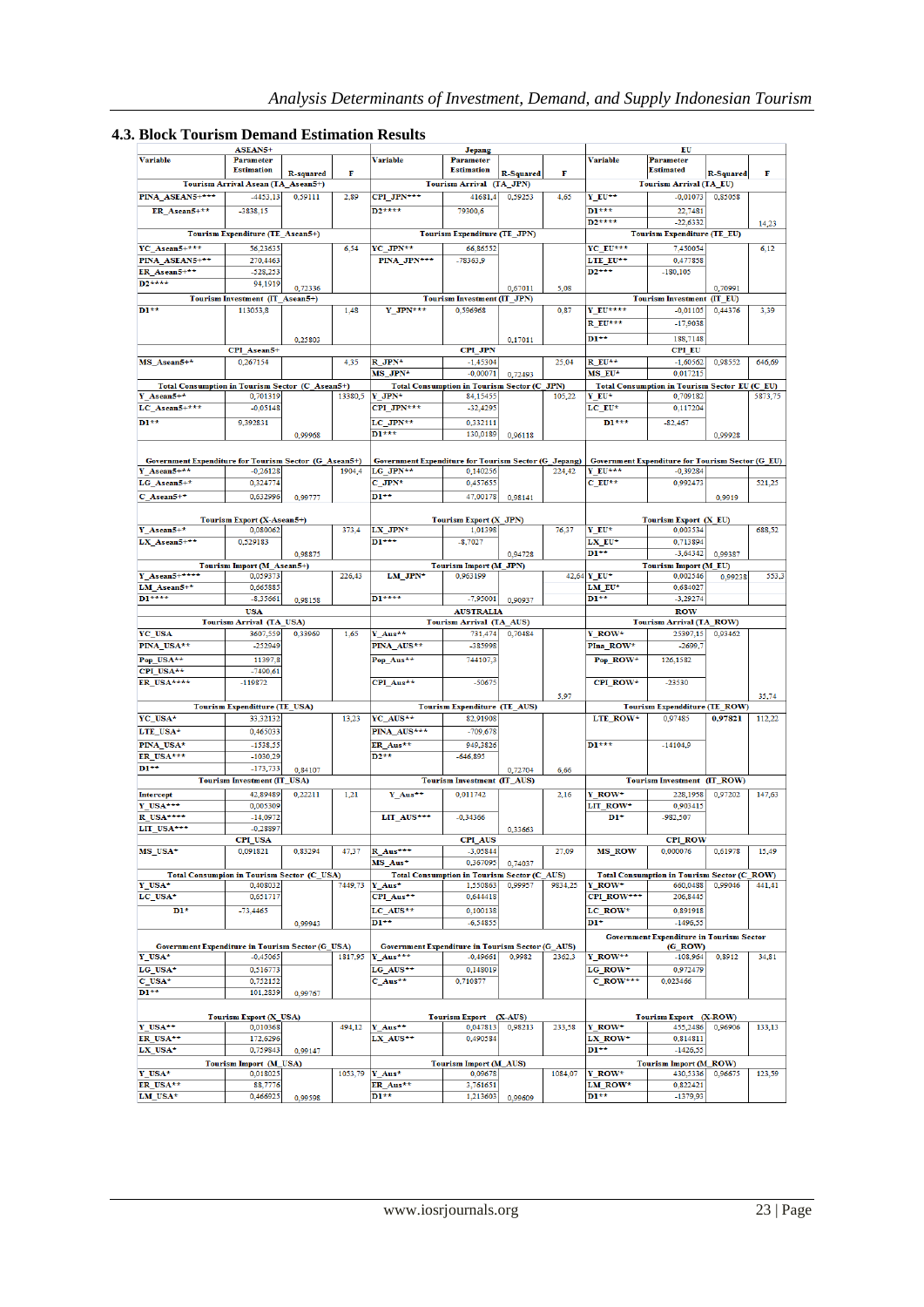### 4.3. Block Tourism Demand Estimation Results

| ASEAN5+ | | | | Jepang | | | | EU | | | |
|---|---|---|---|---|---|---|---|---|---|---|---|
| Variable | Parameter Estimation | R-squared | F | Variable | Parameter Estimation | R-Squared | F | Variable | Parameter Estimated | R-Squared | F |
| Tourism Arrival Asean (TA_Asean5+) | | | | Tourism Arrival (TA_JPN) | | | | Tourism Arrival (TA_EU) | | | |
| PINA_ASEAN5+*** | -4453,13 | 0,59111 | 2,89 | CPI_JPN*** | 41681,4 | 0,59253 | 4,65 | Y_EU** | -0,01073 | 0,85058 | |
| ER_Asean5+** | -3838,15 | | | D2**** | 79300,6 | | | D1*** | 22,7481 | | |
| | | | | | | | | D2**** | -22,6332 | | 14,23 |
| Tourism Expenditure (TE_Asean5+) | | | | Tourism Expenditure (TE_JPN) | | | | Tourism Expenditure (TE_EU) | | | |
| YC_Asean5+*** | 56,23635 | | 6,54 | YC_JPN** | 66,86552 | | | YC_EU*** | 7,450054 | | 6,12 |
| PINA_ASEAN5+** | 270,4463 | | | PINA_JPN*** | -78363,9 | | | LTE_EU** | 0,477858 | | |
| ER_Asean5+** | -528,253 | | | | | | | D2*** | -180,105 | | |
| D2**** | 94,1919 | 0,72336 | | | | 0,67011 | 5,08 | | | 0,70991 | |
| Tourism Investment (IT_Asean5+) | | | | Tourism Investment (IT_JPN) | | | | Tourism Investment (IT_EU) | | | |
| D1** | 113053,8 | | 1,48 | Y_JPN*** | 0,596968 | | 0,87 | Y_EU**** | -0,01105 | 0,44376 | 3,39 |
| | | | | | | | | R_EU*** | -17,9038 | | |
| | | 0,25803 | | | | 0,17011 | | D1** | 188,7148 | | |
| CPI_Asean5+ | | | | CPI_JPN | | | | CPI_EU | | | |
| MS_Asean5+* | 0,267154 | | 4,35 | R_JPN* | -1,45304 | | 25,04 | R_EU** | -1,60562 | 0,98552 | 646,69 |
| | | | | MS_JPN* | -0,00071 | 0,72493 | | MS_EU* | 0,017215 | | |
| Total Consumption in Tourism Sector (C_Asean5+) | | | | Total Consumption in Tourism Sector (C_JPN) | | | | Total Consumption in Tourism Sector EU (C_EU) | | | |
| Y_Asean5+* | 0,701319 | | 13380,5 | Y_JPN* | 84,15455 | | 105,22 | Y_EU* | 0,709182 | | 5873,75 |
| LC_Asean5+*** | -0,05148 | | | CPI_JPN*** | -32,4295 | | | LC_EU* | 0,117204 | | |
| D1** | 9,392831 | | | LC_JPN** | 0,332111 | | | D1*** | -82,467 | | |
| | | 0,99968 | | D1*** | 130,0189 | 0,96118 | | | | 0,99928 | |
| Government Expenditure for Tourism Sector (G_Asean5+) | | | | Government Expenditure for Tourism Sector (G_Jepang) | | | | Government Expenditure for Tourism Sector (G_EU) | | | |
| Y_Asean5+** | -0,26128 | | 1904,4 | LG_JPN** | 0,140256 | | 224,42 | Y_EU*** | -0,39284 | | |
| LG_Asean5+* | 0,324774 | | | C_JPN* | 0,457655 | | | C_EU** | 0,992473 | | 521,25 |
| C_Asean5+* | 0,632996 | 0,99777 | | D1** | 47,00178 | 0,98141 | | | | 0,9919 | |
| Tourism Export (X-Asean5+) | | | | Tourism Export (X_JPN) | | | | Tourism Export (X_EU) | | | |
| Y_Asean5+* | 0,080062 | | 373,4 | LX_JPN* | 1,01398 | | 76,37 | Y_EU* | 0,003534 | | 688,52 |
| LX_Asean5+** | 0,529183 | | | D1*** | -8,7027 | | | LX_EU* | 0,713894 | | |
| | | 0,98875 | | | | 0,94728 | | D1** | -3,64342 | 0,99387 | |
| Tourism Import (M_Asean5+) | | | | Tourism Import (M_JPN) | | | | Tourism Import (M_EU) | | | |
| Y_Asean5+**** | 0,059373 | | 226,43 | LM_JPN* | 0,963199 | | 42,64 | Y_EU* | 0,002546 | 0,99238 | 553,3 |
| LM_Asean5+* | 0,665885 | | | | | | | LM_EU* | 0,684027 | | |
| D1**** | -8,35661 | 0,98158 | | D1**** | -7,95001 | 0,90937 | | D1** | -3,29274 | | |
| USA | | | | AUSTRALIA | | | | ROW | | | |
| Tourism Arrival (TA_USA) | | | | Tourism Arrival (TA_AUS) | | | | Tourism Arrival (TA_ROW) | | | |
| YC_USA | 3607,559 | 0,33069 | 1,65 | Y_Aus** | 731,474 | 0,70484 | | Y_ROW* | 25397,15 | 0,93462 | |
| PINA_USA** | -252949 | | | PINA_AUS** | -385998 | | | Pina_ROW* | -2699,7 | | |
| Pop_USA** | 11397,8 | | | Pop_Aus** | 744107,3 | | | Pop_ROW* | 126,1582 | | |
| CPI_USA** | -7490,61 | | | CPI_Aus** | -50675 | | | CPI_ROW* | -23530 | | |
| ER_USA**** | -119872 | | | | | | 5,97 | | | | 35,74 |
| Tourism Expendidture (TE_USA) | | | | Tourism Expenditure (TE_AUS) | | | | Tourism Expenddidture (TE_ROW) | | | |
| YC_USA* | 33,32132 | | 13,23 | YC_AUS** | 82,91908 | | | LTE_ROW* | 0,97485 | 0,97821 | 112,22 |
| LTE_USA* | 0,465033 | | | PINA_AUS*** | -709,678 | | | | | | |
| PINA_USA* | -1538,55 | | | ER_Aus** | 949,3826 | | | D1*** | -14104,9 | | |
| ER_USA*** | -1030,29 | | | D2** | -646,895 | | | | | | |
| D1** | -173,733 | 0,84107 | | | | 0,72704 | 6,66 | | | | |
| Tourism Investment (IT_USA) | | | | Tourism Investment (IT_AUS) | | | | Tourism Investment (IT_ROW) | | | |
| Intercept | 42,89489 | 0,22211 | 1,21 | Y_Aus** | 0,011742 | | 2,16 | Y_ROW* | 228,1958 | 0,97202 | 147,63 |
| Y_USA*** | 0,005309 | | | | | | | LIT_ROW* | 0,903415 | | |
| R_USA**** | -14,0972 | | | LIT_AUS*** | -0,34366 | | | D1* | -982,507 | | |
| LIT_USA*** | -0,28897 | | | | | 0,33663 | | | | | |
| CPI_USA | | | | CPI_AUS | | | | CPI_ROW | | | |
| MS_USA* | 0,091821 | 0,83294 | 47,37 | R_Aus*** | -3,05844 | | 27,09 | MS_ROW | 0,000076 | 0,61978 | 15,49 |
| | | | | MS_Aus* | 0,367095 | 0,74037 | | | | | |
| Total Consumption in Tourism Sector (C_USA) | | | | Total Consumption in Tourism Sector (C_AUS) | | | | Total Consumption in Tourism Sector (C_ROW) | | | |
| Y_USA* | 0,408032 | | 7449,73 | Y_Aus* | 1,550863 | 0,99957 | 9834,25 | Y_ROW* | 660,0488 | 0,99046 | 441,41 |
| LC_USA* | 0,651717 | | | CPI_Aus** | 0,644418 | | | CPI_ROW*** | 206,8445 | | |
| D1* | -73,4465 | | | LC_AUS** | 0,100138 | | | LC_ROW* | 0,891918 | | |
| | | 0,99943 | | D1** | -6,54855 | | | D1* | -1496,55 | | |
| Government Expenditure in Tourism Sector (G_USA) | | | | Government Expenditure in Tourism Sector (G_AUS) | | | | Government Expenditure in Tourism Sector (G_ROW) | | | |
| Y_USA* | -0,45065 | | 1817,95 | Y_Aus*** | -0,49661 | 0,9982 | 2362,3 | Y_ROW** | -108,964 | 0,8912 | 34,81 |
| LG_USA* | 0,516773 | | | LG_AUS** | 0,148019 | | | LG_ROW* | 0,972479 | | |
| C_USA* | 0,752152 | | | C_Aus** | 0,710877 | | | C_ROW*** | 0,023466 | | |
| D1** | 101,2839 | 0,99767 | | | | | | | | | |
| Tourism Export (X_USA) | | | | Tourism Export (X-AUS) | | | | Tourism Export (X-ROW) | | | |
| Y_USA** | 0,010568 | | 494,12 | Y_Aus** | 0,047813 | 0,98213 | 233,58 | Y_ROW* | 455,2486 | 0,96906 | 133,13 |
| ER_USA** | 172,6296 | | | LX_AUS** | 0,490584 | | | LX_ROW* | 0,814811 | | |
| LX_USA* | 0,759843 | 0,99147 | | | | | | D1** | -1426,55 | | |
| Tourism Import (M_USA) | | | | Tourism Import (M_AUS) | | | | Tourism Import (M_ROW) | | | |
| Y_USA* | 0,018025 | | 1053,79 | Y_Aus* | 0,09678 | | 1084,07 | Y_ROW* | 430,5336 | 0,96675 | 123,59 |
| ER_USA** | 88,7776 | | | ER_Aus** | 3,761651 | | | LM_ROW* | 0,832421 | | |
| LM_USA* | 0,466925 | 0,99598 | | D1** | 1,213603 | 0,99609 | | D1** | -1379,93 | | |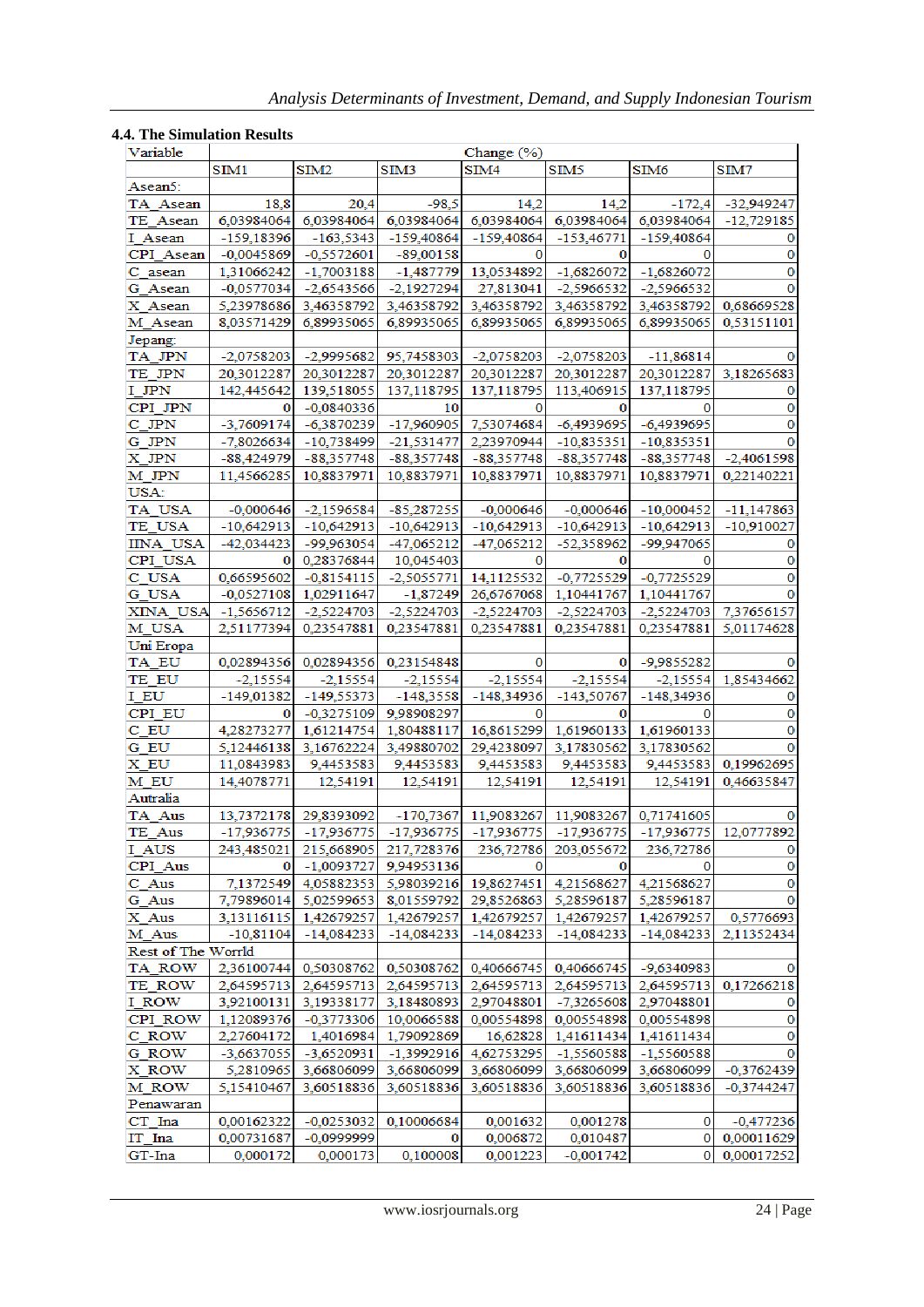### 4.4. The Simulation Results

| Variable | Change (%) | | | | | | |
|---|---|---|---|---|---|---|---|
| | SIM1 | SIM2 | SIM3 | SIM4 | SIM5 | SIM6 | SIM7 |
| Asean5: | | | | | | | |
| TA_Asean | 18,8 | 20,4 | -98,5 | 14,2 | 14,2 | -172,4 | -32,949247 |
| TE_Asean | 6,03984064 | 6,03984064 | 6,03984064 | 6,03984064 | 6,03984064 | 6,03984064 | -12,729185 |
| I_Asean | -159,18396 | -163,5343 | -159,40864 | -159,40864 | -153,46771 | -159,40864 | 0 |
| CPI_Asean | -0,0045869 | -0,5572601 | -89,00158 | 0 | 0 | 0 | 0 |
| C_asean | 1,31066242 | -1,7003188 | -1,487779 | 13,0534892 | -1,6826072 | -1,6826072 | 0 |
| G_Asean | -0,0577034 | -2,6543566 | -2,1927294 | 27,813041 | -2,5966532 | -2,5966532 | 0 |
| X_Asean | 5,23978686 | 3,46358792 | 3,46358792 | 3,46358792 | 3,46358792 | 3,46358792 | 0,68669528 |
| M_Asean | 8,03571429 | 6,89935065 | 6,89935065 | 6,89935065 | 6,89935065 | 6,89935065 | 0,53151101 |
| Jepang: | | | | | | | |
| TA_JPN | -2,0758203 | -2,9995682 | 95,7458303 | -2,0758203 | -2,0758203 | -11,86814 | 0 |
| TE_JPN | 20,3012287 | 20,3012287 | 20,3012287 | 20,3012287 | 20,3012287 | 20,3012287 | 3,18265683 |
| I_JPN | 142,445642 | 139,518055 | 137,118795 | 137,118795 | 113,406915 | 137,118795 | 0 |
| CPI_JPN | 0 | -0,0840336 | 10 | 0 | 0 | 0 | 0 |
| C_JPN | -3,7609174 | -6,3870239 | -17,960905 | 7,53074684 | -6,4939695 | -6,4939695 | 0 |
| G_JPN | -7,8026634 | -10,738499 | -21,531477 | 2,23970944 | -10,835351 | -10,835351 | 0 |
| X_JPN | -88,424979 | -88,357748 | -88,357748 | -88,357748 | -88,357748 | -88,357748 | -2,4061598 |
| M_JPN | 11,4566285 | 10,8837971 | 10,8837971 | 10,8837971 | 10,8837971 | 10,8837971 | 0,22140221 |
| USA: | | | | | | | |
| TA_USA | -0,000646 | -2,1596584 | -85,287255 | -0,000646 | -0,000646 | -10,000452 | -11,147863 |
| TE_USA | -10,642913 | -10,642913 | -10,642913 | -10,642913 | -10,642913 | -10,642913 | -10,910027 |
| IINA_USA | -42,034423 | -99,963054 | -47,065212 | -47,065212 | -52,358962 | -99,947065 | 0 |
| CPI_USA | 0 | 0,28376844 | 10,045403 | 0 | 0 | 0 | 0 |
| C_USA | 0,66595602 | -0,8154115 | -2,5055771 | 14,1125532 | -0,7725529 | -0,7725529 | 0 |
| G_USA | -0,0527108 | 1,02911647 | -1,87249 | 26,6767068 | 1,10441767 | 1,10441767 | 0 |
| XINA_USA | -1,5656712 | -2,5224703 | -2,5224703 | -2,5224703 | -2,5224703 | -2,5224703 | 7,37656157 |
| M_USA | 2,51177394 | 0,23547881 | 0,23547881 | 0,23547881 | 0,23547881 | 0,23547881 | 5,01174628 |
| Uni Eropa | | | | | | | |
| TA_EU | 0,02894356 | 0,02894356 | 0,23154848 | 0 | 0 | -9,9855282 | 0 |
| TE_EU | -2,15554 | -2,15554 | -2,15554 | -2,15554 | -2,15554 | -2,15554 | 1,85434662 |
| I_EU | -149,01382 | -149,55373 | -148,3558 | -148,34936 | -143,50767 | -148,34936 | 0 |
| CPI_EU | 0 | -0,3275109 | 9,98908297 | 0 | 0 | 0 | 0 |
| C_EU | 4,28273277 | 1,61214754 | 1,80488117 | 16,8615299 | 1,61960133 | 1,61960133 | 0 |
| G_EU | 5,12446138 | 3,16762224 | 3,49880702 | 29,4238097 | 3,17830562 | 3,17830562 | 0 |
| X_EU | 11,0843983 | 9,4453583 | 9,4453583 | 9,4453583 | 9,4453583 | 9,4453583 | 0,19962695 |
| M_EU | 14,4078771 | 12,54191 | 12,54191 | 12,54191 | 12,54191 | 12,54191 | 0,46635847 |
| Autralia | | | | | | | |
| TA_Aus | 13,7372178 | 29,8393092 | -170,7367 | 11,9083267 | 11,9083267 | 0,71741605 | 0 |
| TE_Aus | -17,936775 | -17,936775 | -17,936775 | -17,936775 | -17,936775 | -17,936775 | 12,0777892 |
| I_AUS | 243,485021 | 215,668905 | 217,728376 | 236,72786 | 203,055672 | 236,72786 | 0 |
| CPI_Aus | 0 | -1,0093727 | 9,94953136 | 0 | 0 | 0 | 0 |
| C_Aus | 7,1372549 | 4,05882353 | 5,98039216 | 19,8627451 | 4,21568627 | 4,21568627 | 0 |
| G_Aus | 7,79896014 | 5,02599653 | 8,01559792 | 29,8526863 | 5,28596187 | 5,28596187 | 0 |
| X_Aus | 3,13116115 | 1,42679257 | 1,42679257 | 1,42679257 | 1,42679257 | 1,42679257 | 0,5776693 |
| M_Aus | -10,81104 | -14,084233 | -14,084233 | -14,084233 | -14,084233 | -14,084233 | 2,11352434 |
| Rest of The Worrld | | | | | | | |
| TA_ROW | 2,36100744 | 0,50308762 | 0,50308762 | 0,40666745 | 0,40666745 | -9,6340983 | 0 |
| TE_ROW | 2,64595713 | 2,64595713 | 2,64595713 | 2,64595713 | 2,64595713 | 2,64595713 | 0,17266218 |
| I_ROW | 3,92100131 | 3,19338177 | 3,18480893 | 2,97048801 | -7,3265608 | 2,97048801 | 0 |
| CPI_ROW | 1,12089376 | -0,3773306 | 10,0066588 | 0,00554898 | 0,00554898 | 0,00554898 | 0 |
| C_ROW | 2,27604172 | 1,4016984 | 1,79092869 | 16,62828 | 1,41611434 | 1,41611434 | 0 |
| G_ROW | -3,6637055 | -3,6520931 | -1,3992916 | 4,62753295 | -1,5560588 | -1,5560588 | 0 |
| X_ROW | 5,2810965 | 3,66806099 | 3,66806099 | 3,66806099 | 3,66806099 | 3,66806099 | -0,3762439 |
| M_ROW | 5,15410467 | 3,60518836 | 3,60518836 | 3,60518836 | 3,60518836 | 3,60518836 | -0,3744247 |
| Penawaran | | | | | | | |
| CT_Ina | 0,00162322 | -0,0253032 | 0,10006684 | 0,001632 | 0,001278 | 0 | -0,477236 |
| IT_Ina | 0,00731687 | -0,0999999 | 0 | 0,006872 | 0,010487 | 0 | 0,00011629 |
| GT-Ina | 0,000172 | 0,000173 | 0,100008 | 0,001223 | -0,001742 | 0 | 0,00017252 |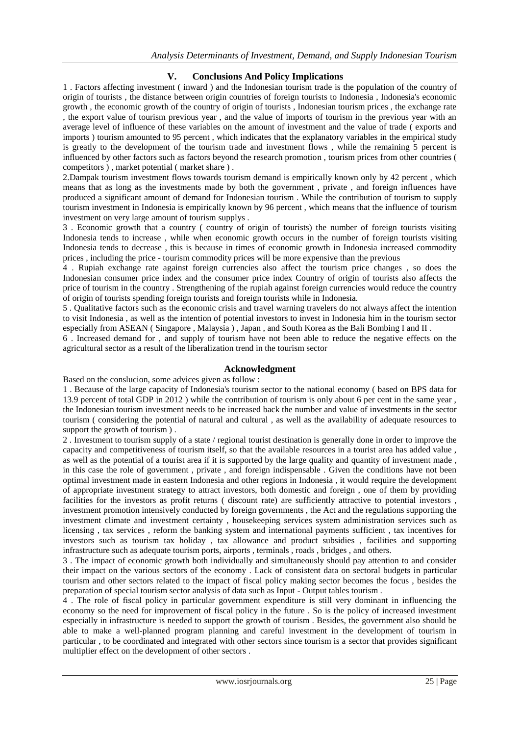## V. Conclusions And Policy Implications

1 . Factors affecting investment ( inward ) and the Indonesian tourism trade is the population of the country of origin of tourists , the distance between origin countries of foreign tourists to Indonesia , Indonesia's economic growth , the economic growth of the country of origin of tourists , Indonesian tourism prices , the exchange rate , the export value of tourism previous year , and the value of imports of tourism in the previous year with an average level of influence of these variables on the amount of investment and the value of trade ( exports and imports ) tourism amounted to 95 percent , which indicates that the explanatory variables in the empirical study is greatly to the development of the tourism trade and investment flows , while the remaining 5 percent is influenced by other factors such as factors beyond the research promotion , tourism prices from other countries ( competitors ) , market potential ( market share ) .

2.Dampak tourism investment flows towards tourism demand is empirically known only by 42 percent , which means that as long as the investments made by both the government , private , and foreign influences have produced a significant amount of demand for Indonesian tourism . While the contribution of tourism to supply tourism investment in Indonesia is empirically known by 96 percent , which means that the influence of tourism investment on very large amount of tourism supplys .

3 . Economic growth that a country ( country of origin of tourists) the number of foreign tourists visiting Indonesia tends to increase , while when economic growth occurs in the number of foreign tourists visiting Indonesia tends to decrease , this is because in times of economic growth in Indonesia increased commodity prices , including the price - tourism commodity prices will be more expensive than the previous

4 . Rupiah exchange rate against foreign currencies also affect the tourism price changes , so does the Indonesian consumer price index and the consumer price index Country of origin of tourists also affects the price of tourism in the country . Strengthening of the rupiah against foreign currencies would reduce the country of origin of tourists spending foreign tourists and foreign tourists while in Indonesia.

5 . Qualitative factors such as the economic crisis and travel warning travelers do not always affect the intention to visit Indonesia , as well as the intention of potential investors to invest in Indonesia him in the tourism sector especially from ASEAN ( Singapore , Malaysia ) , Japan , and South Korea as the Bali Bombing I and II .

6 . Increased demand for , and supply of tourism have not been able to reduce the negative effects on the agricultural sector as a result of the liberalization trend in the tourism sector

## Acknowledgment

Based on the conslucion, some advices given as follow :

1 . Because of the large capacity of Indonesia's tourism sector to the national economy ( based on BPS data for 13.9 percent of total GDP in 2012 ) while the contribution of tourism is only about 6 per cent in the same year , the Indonesian tourism investment needs to be increased back the number and value of investments in the sector tourism ( considering the potential of natural and cultural , as well as the availability of adequate resources to support the growth of tourism ) .

2 . Investment to tourism supply of a state / regional tourist destination is generally done in order to improve the capacity and competitiveness of tourism itself, so that the available resources in a tourist area has added value , as well as the potential of a tourist area if it is supported by the large quality and quantity of investment made , in this case the role of government , private , and foreign indispensable . Given the conditions have not been optimal investment made in eastern Indonesia and other regions in Indonesia , it would require the development of appropriate investment strategy to attract investors, both domestic and foreign , one of them by providing facilities for the investors as profit returns ( discount rate) are sufficiently attractive to potential investors , investment promotion intensively conducted by foreign governments , the Act and the regulations supporting the investment climate and investment certainty , housekeeping services system administration services such as licensing , tax services , reform the banking system and international payments sufficient , tax incentives for investors such as tourism tax holiday , tax allowance and product subsidies , facilities and supporting infrastructure such as adequate tourism ports, airports , terminals , roads , bridges , and others.

3 . The impact of economic growth both individually and simultaneously should pay attention to and consider their impact on the various sectors of the economy . Lack of consistent data on sectoral budgets in particular tourism and other sectors related to the impact of fiscal policy making sector becomes the focus , besides the preparation of special tourism sector analysis of data such as Input - Output tables tourism .

4 . The role of fiscal policy in particular government expenditure is still very dominant in influencing the economy so the need for improvement of fiscal policy in the future . So is the policy of increased investment especially in infrastructure is needed to support the growth of tourism . Besides, the government also should be able to make a well-planned program planning and careful investment in the development of tourism in particular , to be coordinated and integrated with other sectors since tourism is a sector that provides significant multiplier effect on the development of other sectors .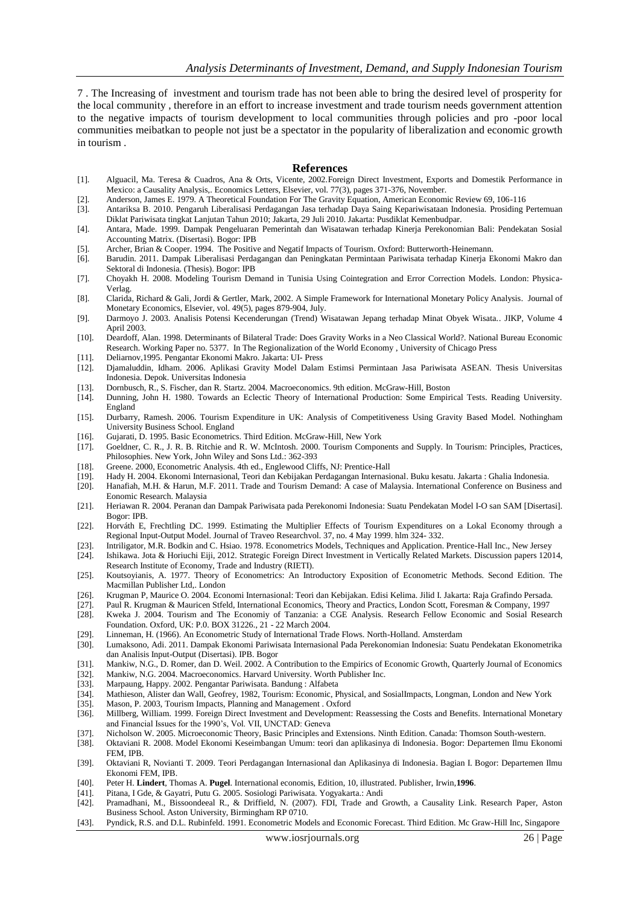7 . The Increasing of investment and tourism trade has not been able to bring the desired level of prosperity for the local community , therefore in an effort to increase investment and trade tourism needs government attention to the negative impacts of tourism development to local communities through policies and pro -poor local communities meibatkan to people not just be a spectator in the popularity of liberalization and economic growth in tourism .

## References

[1]. Alguacil, Ma. Teresa & Cuadros, Ana & Orts, Vicente, 2002.Foreign Direct Investment, Exports and Domestik Performance in Mexico: a Causality Analysis,. Economics Letters, Elsevier, vol. 77(3), pages 371-376, November.

[2]. Anderson, James E. 1979. A Theoretical Foundation For The Gravity Equation, American Economic Review 69, 106-116

[3]. Antariksa B. 2010. Pengaruh Liberalisasi Perdagangan Jasa terhadap Daya Saing Kepariwisataan Indonesia. Prosiding Pertemuan Diklat Pariwisata tingkat Lanjutan Tahun 2010; Jakarta, 29 Juli 2010. Jakarta: Pusdiklat Kemenbudpar.

[4]. Antara, Made. 1999. Dampak Pengeluaran Pemerintah dan Wisatawan terhadap Kinerja Perekonomian Bali: Pendekatan Sosial Accounting Matrix. (Disertasi). Bogor: IPB

[5]. Archer, Brian & Cooper. 1994. The Positive and Negatif Impacts of Tourism. Oxford: Butterworth-Heinemann.

[6]. Barudin. 2011. Dampak Liberalisasi Perdagangan dan Peningkatan Permintaan Pariwisata terhadap Kinerja Ekonomi Makro dan Sektoral di Indonesia. (Thesis). Bogor: IPB

[7]. Choyakh H. 2008. Modeling Tourism Demand in Tunisia Using Cointegration and Error Correction Models. London: Physica-Verlag.

[8]. Clarida, Richard & Gali, Jordi & Gertler, Mark, 2002. A Simple Framework for International Monetary Policy Analysis. Journal of Monetary Economics, Elsevier, vol. 49(5), pages 879-904, July.

[9]. Darmoyo J. 2003. Analisis Potensi Kecenderungan (Trend) Wisatawan Jepang terhadap Minat Obyek Wisata.. JIKP, Volume 4 April 2003.

[10]. Deardoff, Alan. 1998. Determinants of Bilateral Trade: Does Gravity Works in a Neo Classical World?. National Bureau Economic Research. Working Paper no. 5377. In The Regionalization of the World Economy , University of Chicago Press

[11]. Deliarnov,1995. Pengantar Ekonomi Makro. Jakarta: UI- Press

[12]. Djamaluddin, Idham. 2006. Aplikasi Gravity Model Dalam Estimsi Permintaan Jasa Pariwisata ASEAN. Thesis Universitas Indonesia. Depok. Universitas Indonesia

[13]. Dornbusch, R., S. Fischer, dan R. Startz. 2004. Macroeconomics. 9th edition. McGraw-Hill, Boston

[14]. Dunning, John H. 1980. Towards an Eclectic Theory of International Production: Some Empirical Tests. Reading University. England

[15]. Durbarry, Ramesh. 2006. Tourism Expenditure in UK: Analysis of Competitiveness Using Gravity Based Model. Nothingham University Business School. England

[16]. Gujarati, D. 1995. Basic Econometrics. Third Edition. McGraw-Hill, New York

[17]. Goeldner, C. R., J. R. B. Ritchie and R. W. McIntosh. 2000. Tourism Components and Supply. In Tourism: Principles, Practices, Philosophies. New York, John Wiley and Sons Ltd.: 362-393

[18]. Greene. 2000, Econometric Analysis. 4th ed., Englewood Cliffs, NJ: Prentice-Hall

[19]. Hady H. 2004. Ekonomi Internasional, Teori dan Kebijakan Perdagangan Internasional. Buku kesatu. Jakarta : Ghalia Indonesia.

[20]. Hanafiah, M.H. & Harun, M.F. 2011. Trade and Tourism Demand: A case of Malaysia. International Conference on Business and Eonomic Research. Malaysia

[21]. Heriawan R. 2004. Peranan dan Dampak Pariwisata pada Perekonomi Indonesia: Suatu Pendekatan Model I-O san SAM [Disertasi]. Bogor: IPB.

[22]. Horváth E, Frechtling DC. 1999. Estimating the Multiplier Effects of Tourism Expenditures on a Lokal Economy through a Regional Input-Output Model. Journal of Traveo Researchvol. 37, no. 4 May 1999. hlm 324- 332.

[23]. Intriligator, M.R. Bodkin and C. Hsiao. 1978. Econometrics Models, Techniques and Application. Prentice-Hall Inc., New Jersey

[24]. Ishikawa. Jota & Horiuchi Eiji, 2012. Strategic Foreign Direct Investment in Vertically Related Markets. Discussion papers 12014, Research Institute of Economy, Trade and Industry (RIETI).

[25]. Koutsoyianis, A. 1977. Theory of Econometrics: An Introductory Exposition of Econometric Methods. Second Edition. The Macmillan Publisher Ltd,. London

[26]. Krugman P, Maurice O. 2004. Economi Internasional: Teori dan Kebijakan. Edisi Kelima. Jilid I. Jakarta: Raja Grafindo Persada.

[27]. Paul R. Krugman & Mauricen Stfeld, International Economics, Theory and Practics, London Scott, Foresman & Company, 1997

[28]. Kweka J. 2004. Tourism and The Economiy of Tanzania: a CGE Analysis. Research Fellow Economic and Sosial Research Foundation. Oxford, UK: P.0. BOX 31226., 21 - 22 March 2004.

[29]. Linneman, H. (1966). An Econometric Study of International Trade Flows. North-Holland. Amsterdam

[30]. Lumaksono, Adi. 2011. Dampak Ekonomi Pariwisata Internasional Pada Perekonomian Indonesia: Suatu Pendekatan Ekonometrika dan Analisis Input-Output (Disertasi). IPB. Bogor

[31]. Mankiw, N.G., D. Romer, dan D. Weil. 2002. A Contribution to the Empirics of Economic Growth, Quarterly Journal of Economics

[32]. Mankiw, N.G. 2004. Macroeconomics. Harvard University. Worth Publisher Inc.

[33]. Marpaung, Happy. 2002. Pengantar Pariwisata. Bandung : Alfabeta

[34]. Mathieson, Alister dan Wall, Geofrey, 1982, Tourism: Economic, Physical, and SosialImpacts, Longman, London and New York

[35]. Mason, P. 2003, Tourism Impacts, Planning and Management . Oxford

[36]. Millberg, William. 1999. Foreign Direct Investment and Development: Reassessing the Costs and Benefits. International Monetary and Financial Issues for the 1990's, Vol. VII, UNCTAD: Geneva

[37]. Nicholson W. 2005. Microeconomic Theory, Basic Principles and Extensions. Ninth Edition. Canada: Thomson South-western.

[38]. Oktaviani R. 2008. Model Ekonomi Keseimbangan Umum: teori dan aplikasinya di Indonesia. Bogor: Departemen Ilmu Ekonomi FEM, IPB.

[39]. Oktaviani R, Novianti T. 2009. Teori Perdagangan Internasional dan Aplikasinya di Indonesia. Bagian I. Bogor: Departemen Ilmu Ekonomi FEM, IPB.

[40]. Peter H. **Lindert**, Thomas A. **Pugel**. International economis, Edition, 10, illustrated. Publisher, Irwin,**1996**.

[41]. Pitana, I Gde, & Gayatri, Putu G. 2005. Sosiologi Pariwisata. Yogyakarta.: Andi

[42]. Pramadhani, M., Bissoondeeal R., & Driffield, N. (2007). FDI, Trade and Growth, a Causality Link. Research Paper, Aston Business School. Aston University, Birmingham RP 0710.

[43]. Pyndick, R.S. and D.L. Rubinfeld. 1991. Econometric Models and Economic Forecast. Third Edition. Mc Graw-Hill Inc, Singapore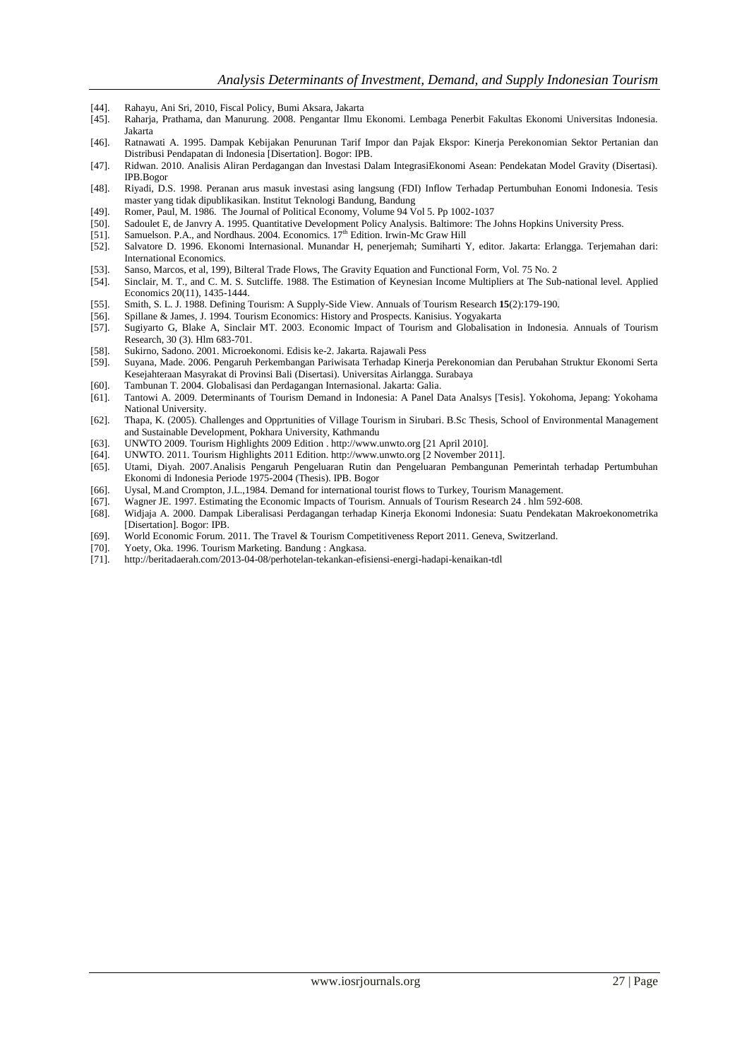[44]. Rahayu, Ani Sri, 2010, Fiscal Policy, Bumi Aksara, Jakarta

[45]. Raharja, Prathama, dan Manurung. 2008. Pengantar Ilmu Ekonomi. Lembaga Penerbit Fakultas Ekonomi Universitas Indonesia. Jakarta

[46]. Ratnawati A. 1995. Dampak Kebijakan Penurunan Tarif Impor dan Pajak Ekspor: Kinerja Perekonomian Sektor Pertanian dan Distribusi Pendapatan di Indonesia [Disertation]. Bogor: IPB.

[47]. Ridwan. 2010. Analisis Aliran Perdagangan dan Investasi Dalam IntegrasiEkonomi Asean: Pendekatan Model Gravity (Disertasi). IPB.Bogor

[48]. Riyadi, D.S. 1998. Peranan arus masuk investasi asing langsung (FDI) Inflow Terhadap Pertumbuhan Eonomi Indonesia. Tesis master yang tidak dipublikasikan. Institut Teknologi Bandung, Bandung

[49]. Romer, Paul, M. 1986. The Journal of Political Economy, Volume 94 Vol 5. Pp 1002-1037

[50]. Sadoulet E, de Janvry A. 1995. Quantitative Development Policy Analysis. Baltimore: The Johns Hopkins University Press.

[51]. Samuelson. P.A., and Nordhaus. 2004. Economics. 17th Edition. Irwin-Mc Graw Hill

[52]. Salvatore D. 1996. Ekonomi Internasional. Munandar H, penerjemah; Sumiharti Y, editor. Jakarta: Erlangga. Terjemahan dari: International Economics.

[53]. Sanso, Marcos, et al, 199), Bilteral Trade Flows, The Gravity Equation and Functional Form, Vol. 75 No. 2

[54]. Sinclair, M. T., and C. M. S. Sutcliffe. 1988. The Estimation of Keynesian Income Multipliers at The Sub-national level. Applied Economics 20(11), 1435-1444.

[55]. Smith, S. L. J. 1988. Defining Tourism: A Supply-Side View. Annuals of Tourism Research **15**(2):179-190.

[56]. Spillane & James, J. 1994. Tourism Economics: History and Prospects. Kanisius. Yogyakarta

[57]. Sugiyarto G, Blake A, Sinclair MT. 2003. Economic Impact of Tourism and Globalisation in Indonesia. Annuals of Tourism Research, 30 (3). Hlm 683-701.

[58]. Sukirno, Sadono. 2001. Microekonomi. Edisis ke-2. Jakarta. Rajawali Pess

[59]. Suyana, Made. 2006. Pengaruh Perkembangan Pariwisata Terhadap Kinerja Perekonomian dan Perubahan Struktur Ekonomi Serta Kesejahteraan Masyrakat di Provinsi Bali (Disertasi). Universitas Airlangga. Surabaya

[60]. Tambunan T. 2004. Globalisasi dan Perdagangan Internasional. Jakarta: Galia.

[61]. Tantowi A. 2009. Determinants of Tourism Demand in Indonesia: A Panel Data Analsys [Tesis]. Yokohoma, Jepang: Yokohama National University.

[62]. Thapa, K. (2005). Challenges and Opprtunities of Village Tourism in Sirubari. B.Sc Thesis, School of Environmental Management and Sustainable Development, Pokhara University, Kathmandu

[63]. UNWTO 2009. Tourism Highlights 2009 Edition . http://www.unwto.org [21 April 2010].

[64]. UNWTO. 2011. Tourism Highlights 2011 Edition. http://www.unwto.org [2 November 2011].

[65]. Utami, Diyah. 2007.Analisis Pengaruh Pengeluaran Rutin dan Pengeluaran Pembangunan Pemerintah terhadap Pertumbuhan Ekonomi di Indonesia Periode 1975-2004 (Thesis). IPB. Bogor

[66]. Uysal, M.and Crompton, J.L.,1984. Demand for international tourist flows to Turkey, Tourism Management.

[67]. Wagner JE. 1997. Estimating the Economic Impacts of Tourism. Annuals of Tourism Research 24 . hlm 592-608.

[68]. Widjaja A. 2000. Dampak Liberalisasi Perdagangan terhadap Kinerja Ekonomi Indonesia: Suatu Pendekatan Makroekonometrika [Disertation]. Bogor: IPB.

[69]. World Economic Forum. 2011. The Travel & Tourism Competitiveness Report 2011. Geneva, Switzerland.

[70]. Yoety, Oka. 1996. Tourism Marketing. Bandung : Angkasa.

[71]. http://beritadaerah.com/2013-04-08/perhotelan-tekankan-efisiensi-energi-hadapi-kenaikan-tdl